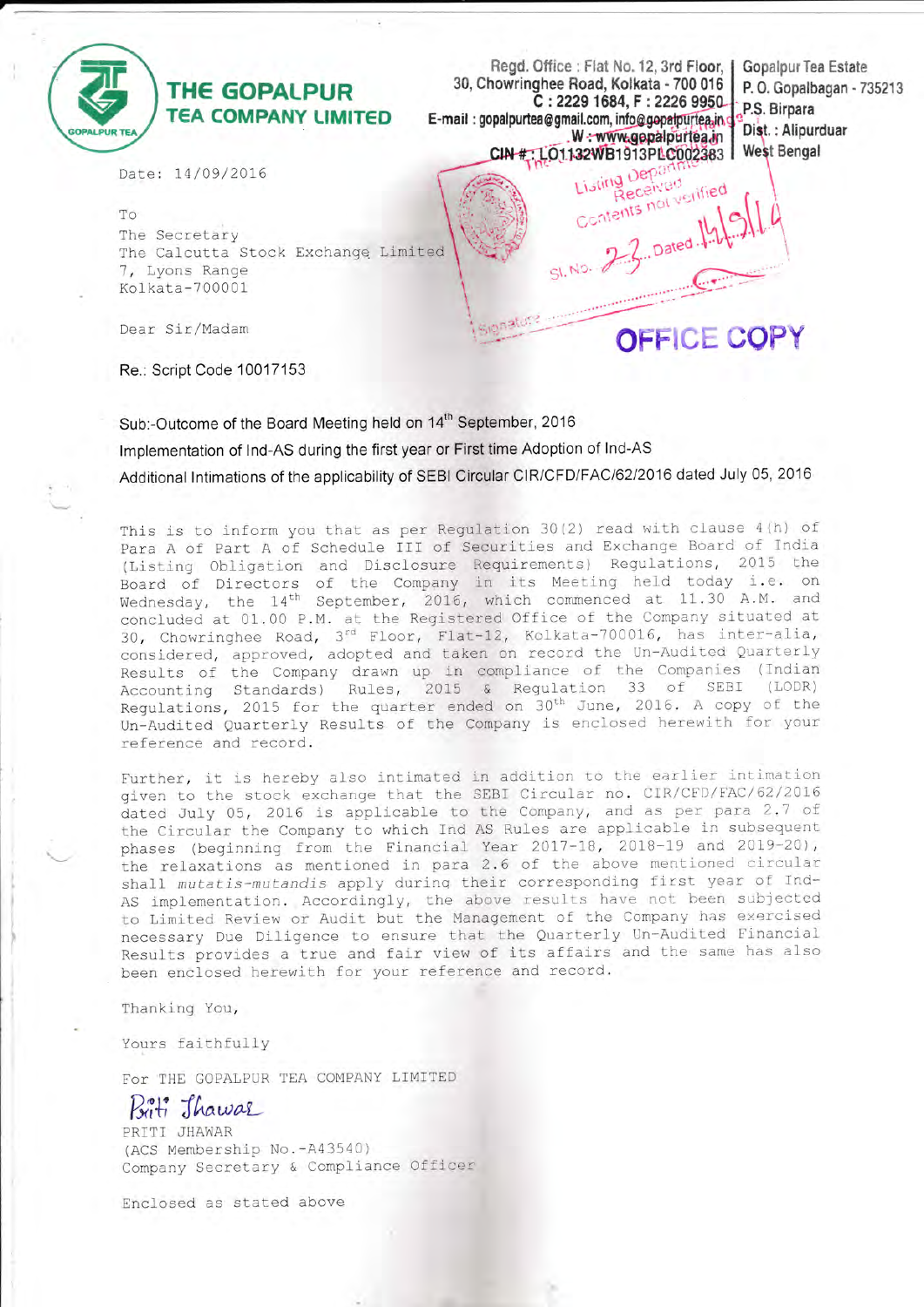**THE GOPALPUR TEA COMPANY LIMITED**

Regd. Office : Flat No. 12, 3rd Floor, 30, Chowringhee Road, Kolkata - 700 016
C : 2229 1684, F : 2226 9950
E-mail : gopalpurtea@gmail.com, info@gopalpurtea.in
W : www.gopalpurtea.in
CIN # : L01132WB1913PLC002383

Gopalpur Tea Estate
P. O. Gopalbagan - 735213
P.S. Birpara
Dist. : Alipurduar
West Bengal

Date: 14/09/2016

To
The Secretary
The Calcutta Stock Exchange Limited
7, Lyons Range
Kolkata-700001

Listing Department
Received
Contents not verified
Sl. No. 23 Dated 14/9/16
Signature

**OFFICE COPY**

Dear Sir/Madam

Re.: Script Code 10017153

Sub:-Outcome of the Board Meeting held on 14th September, 2016
Implementation of Ind-AS during the first year or First time Adoption of Ind-AS
Additional Intimations of the applicability of SEBI Circular CIR/CFD/FAC/62/2016 dated July 05, 2016

This is to inform you that as per Regulation 30(2) read with clause 4(h) of Para A of Part A of Schedule III of Securities and Exchange Board of India (Listing Obligation and Disclosure Requirements) Regulations, 2015 the Board of Directors of the Company in its Meeting held today i.e. on Wednesday, the 14th September, 2016, which commenced at 11.30 A.M. and concluded at 01.00 P.M. at the Registered Office of the Company situated at 30, Chowringhee Road, 3rd Floor, Flat-12, Kolkata-700016, has inter-alia, considered, approved, adopted and taken on record the Un-Audited Quarterly Results of the Company drawn up in compliance of the Companies (Indian Accounting Standards) Rules, 2015 & Regulation 33 of SEBI (LODR) Regulations, 2015 for the quarter ended on 30th June, 2016. A copy of the Un-Audited Quarterly Results of the Company is enclosed herewith for your reference and record.

Further, it is hereby also intimated in addition to the earlier intimation given to the stock exchange that the SEBI Circular no. CIR/CFD/FAC/62/2016 dated July 05, 2016 is applicable to the Company, and as per para 2.7 of the Circular the Company to which Ind AS Rules are applicable in subsequent phases (beginning from the Financial Year 2017-18, 2018-19 and 2019-20), the relaxations as mentioned in para 2.6 of the above mentioned circular shall *mutatis-mutandis* apply during their corresponding first year of Ind-AS implementation. Accordingly, the above results have not been subjected to Limited Review or Audit but the Management of the Company has exercised necessary Due Diligence to ensure that the Quarterly Un-Audited Financial Results provides a true and fair view of its affairs and the same has also been enclosed herewith for your reference and record.

Thanking You,

Yours faithfully

For THE GOPALPUR TEA COMPANY LIMITED

Priti Jhawar

PRITI JHAWAR
(ACS Membership No.-A43540)
Company Secretary & Compliance Officer

Enclosed as stated above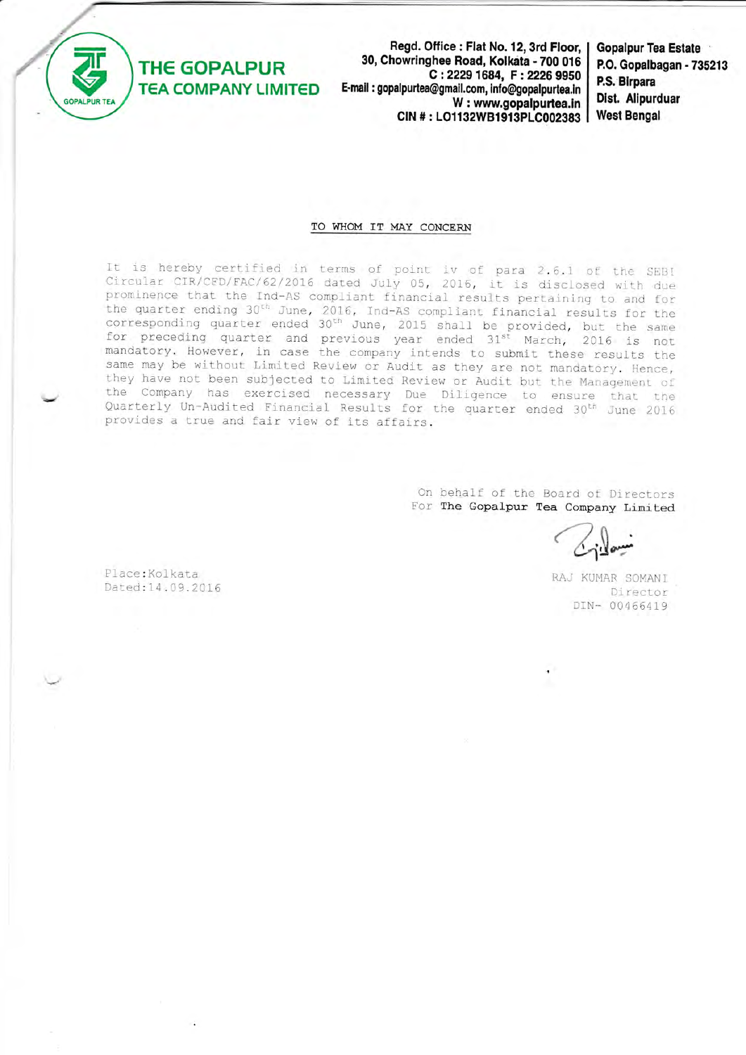**THE GOPALPUR TEA COMPANY LIMITED**

Regd. Office : Flat No. 12, 3rd Floor, 30, Chowringhee Road, Kolkata - 700 016
C : 2229 1684, F : 2226 9950
E-mail : gopalpurtea@gmail.com, info@gopalpurtea.in
W : www.gopalpurtea.in
CIN # : L01132WB1913PLC002383

Gopalpur Tea Estate
P.O. Gopalbagan - 735213
P.S. Birpara
Dist. Alipurduar
West Bengal

TO WHOM IT MAY CONCERN

It is hereby certified in terms of point iv of para 2.6.1 of the SEBI Circular CIR/CFD/FAC/62/2016 dated July 05, 2016, it is disclosed with due prominence that the Ind-AS compliant financial results pertaining to and for the quarter ending 30th June, 2016, Ind-AS compliant financial results for the corresponding quarter ended 30th June, 2015 shall be provided, but the same for preceding quarter and previous year ended 31st March, 2016 is not mandatory. However, in case the company intends to submit these results the same may be without Limited Review or Audit as they are not mandatory. Hence, they have not been subjected to Limited Review or Audit but the Management of the Company has exercised necessary Due Diligence to ensure that the Quarterly Un-Audited Financial Results for the quarter ended 30th June 2016 provides a true and fair view of its affairs.

On behalf of the Board of Directors
For The Gopalpur Tea Company Limited

RAJ KUMAR SOMANI
Director
DIN- 00466419

Place:Kolkata
Dated:14.09.2016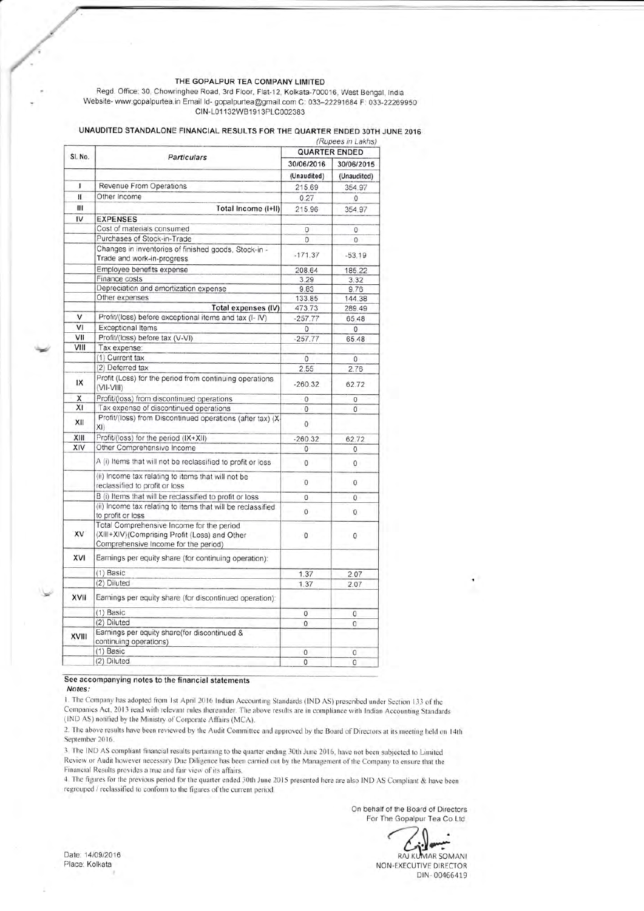# THE GOPALPUR TEA COMPANY LIMITED

Regd. Office: 30, Chowringhee Road, 3rd Floor, Flat-12, Kolkata-700016, West Bengal, India
Website- www.gopalpurtea.in Email Id- gopalpurtea@gmail.com C: 033–22291684 F: 033-22269950
CIN-L01132WB1913PLC002383

## UNAUDITED STANDALONE FINANCIAL RESULTS FOR THE QUARTER ENDED 30TH JUNE 2016

*(Rupees in Lakhs)*

| Sl. No. | Particulars | QUARTER ENDED | |
|---|---|---|---|
| | | 30/06/2016 | 30/06/2015 |
| | | (Unaudited) | (Unaudited) |
| I | Revenue From Operations | 215.69 | 354.97 |
| II | Other Income | 0.27 | 0 |
| III | **Total Income (I+II)** | 215.96 | 354.97 |
| IV | **EXPENSES** | | |
| | Cost of materials consumed | 0 | 0 |
| | Purchases of Stock-in-Trade | 0 | 0 |
| | Changes in inventories of finished goods, Stock-in - Trade and work-in-progress | -171.37 | -53.19 |
| | Employee benefits expense | 208.64 | 185.22 |
| | Finance costs | 3.29 | 3.32 |
| | Depreciation and amortization expense | 9.63 | 9.76 |
| | Other expenses | 133.85 | 144.38 |
| | **Total expenses (IV)** | 473.73 | 289.49 |
| V | Profit/(loss) before exceptional items and tax (I- IV) | -257.77 | 65.48 |
| VI | Exceptional Items | 0 | 0 |
| VII | Profit/(loss) before tax (V-VI) | -257.77 | 65.48 |
| VIII | Tax expense: | | |
| | (1) Current tax | 0 | 0 |
| | (2) Deferred tax | 2.55 | 2.76 |
| IX | Profit (Loss) for the period from continuing operations (VII-VIII) | -260.32 | 62.72 |
| X | Profit/(loss) from discontinued operations | 0 | 0 |
| XI | Tax expense of discontinued operations | 0 | 0 |
| XII | Profit/(loss) from Discontinued operations (after tax) (X-XI) | 0 | |
| XIII | Profit/(loss) for the period (IX+XII) | -260.32 | 62.72 |
| XIV | Other Comprehensive Income | 0 | 0 |
| | A (i) Items that will not be reclassified to profit or loss | 0 | 0 |
| | (ii) Income tax relating to items that will not be reclassified to profit or loss | 0 | 0 |
| | B (i) Items that will be reclassified to profit or loss | 0 | 0 |
| | (ii) Income tax relating to items that will be reclassified to profit or loss | 0 | 0 |
| XV | Total Comprehensive Income for the period (XIII+XIV)(Comprising Profit (Loss) and Other Comprehensive Income for the period) | 0 | 0 |
| XVI | Earnings per equity share (for continuing operation): | | |
| | (1) Basic | 1.37 | 2.07 |
| | (2) Diluted | 1.37 | 2.07 |
| XVII | Earnings per equity share (for discontinued operation): | | |
| | (1) Basic | 0 | 0 |
| | (2) Diluted | 0 | 0 |
| XVIII | Earnings per equity share(for discontinued & continuing operations) | | |
| | (1) Basic | 0 | 0 |
| | (2) Diluted | 0 | 0 |

**See accompanying notes to the financial statements**

***Notes:***

1. The Company has adopted from 1st April 2016 Indian Accounting Standards (IND AS) prescribed under Section 133 of the Companies Act, 2013 read with relevant rules thereunder. The above results are in compliance with Indian Accounting Standards (IND AS) notified by the Ministry of Corporate Affairs (MCA).
2. The above results have been reviewed by the Audit Committee and approved by the Board of Directors at its meeting held on 14th September 2016.
3. The IND AS compliant financial results pertaining to the quarter ending 30th June 2016, have not been subjected to Limited Review or Audit however necessary Due Diligence has been carried out by the Management of the Company to ensure that the Financial Results provides a true and fair view of its affairs.
4. The figures for the previous period for the quarter ended 30th June 2015 presented here are also IND AS Compliant & have been regrouped / reclassified to conform to the figures of the current period.

On behalf of the Board of Directors
For The Gopalpur Tea Co Ltd

RAJ KUMAR SOMANI
NON-EXECUTIVE DIRECTOR
DIN- 00466419

Date: 14/09/2016
Place: Kolkata